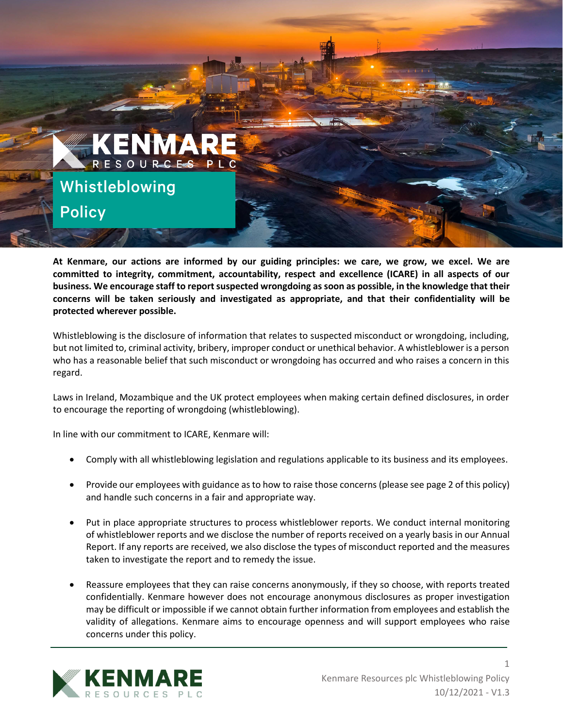# Whistleblowing Policy

**At Kenmare, our actions are informed by our guiding principles: we care, we grow, we excel. We are committed to integrity, commitment, accountability, respect and excellence (ICARE) in all aspects of our business. We encourage staff to report suspected wrongdoing as soon as possible, in the knowledge that their concerns will be taken seriously and investigated as appropriate, and that their confidentiality will be protected wherever possible.**

Whistleblowing is the disclosure of information that relates to suspected misconduct or wrongdoing, including, but not limited to, criminal activity, bribery, improper conduct or unethical behavior. A whistleblower is a person who has a reasonable belief that such misconduct or wrongdoing has occurred and who raises a concern in this regard.

Laws in Ireland, Mozambique and the UK protect employees when making certain defined disclosures, in order to encourage the reporting of wrongdoing (whistleblowing).

In line with our commitment to ICARE, Kenmare will:

- Comply with all whistleblowing legislation and regulations applicable to its business and its employees.
- Provide our employees with guidance as to how to raise those concerns (please see page 2 of this policy) and handle such concerns in a fair and appropriate way.
- Put in place appropriate structures to process whistleblower reports. We conduct internal monitoring of whistleblower reports and we disclose the number of reports received on a yearly basis in our Annual Report. If any reports are received, we also disclose the types of misconduct reported and the measures taken to investigate the report and to remedy the issue.
- Reassure employees that they can raise concerns anonymously, if they so choose, with reports treated confidentially. Kenmare however does not encourage anonymous disclosures as proper investigation may be difficult or impossible if we cannot obtain further information from employees and establish the validity of allegations. Kenmare aims to encourage openness and will support employees who raise concerns under this policy.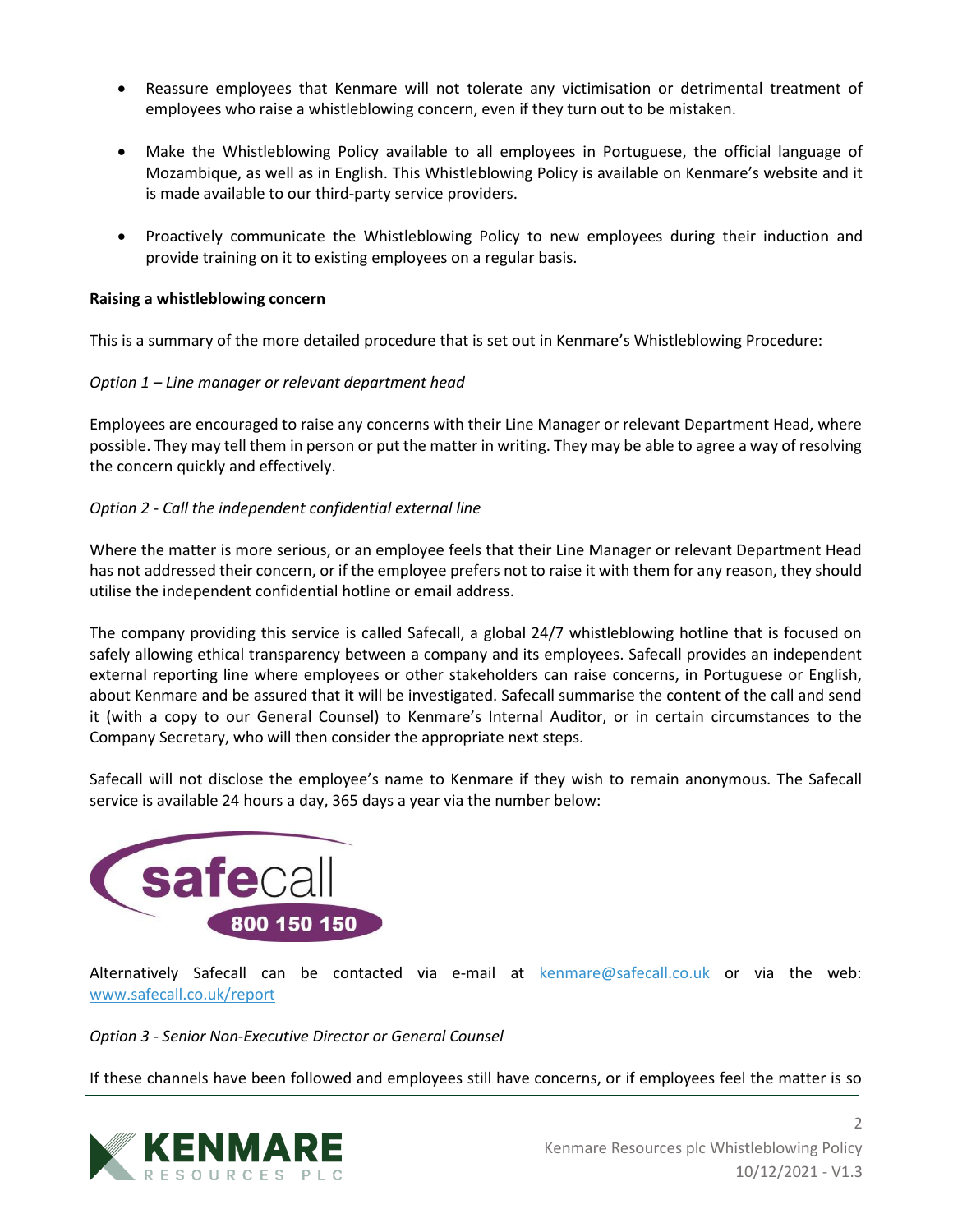- Reassure employees that Kenmare will not tolerate any victimisation or detrimental treatment of employees who raise a whistleblowing concern, even if they turn out to be mistaken.
- Make the Whistleblowing Policy available to all employees in Portuguese, the official language of Mozambique, as well as in English. This Whistleblowing Policy is available on Kenmare's website and it is made available to our third-party service providers.
- Proactively communicate the Whistleblowing Policy to new employees during their induction and provide training on it to existing employees on a regular basis.

**Raising a whistleblowing concern**

This is a summary of the more detailed procedure that is set out in Kenmare's Whistleblowing Procedure:

*Option 1 – Line manager or relevant department head*

Employees are encouraged to raise any concerns with their Line Manager or relevant Department Head, where possible. They may tell them in person or put the matter in writing. They may be able to agree a way of resolving the concern quickly and effectively.

*Option 2 - Call the independent confidential external line*

Where the matter is more serious, or an employee feels that their Line Manager or relevant Department Head has not addressed their concern, or if the employee prefers not to raise it with them for any reason, they should utilise the independent confidential hotline or email address.

The company providing this service is called Safecall, a global 24/7 whistleblowing hotline that is focused on safely allowing ethical transparency between a company and its employees. Safecall provides an independent external reporting line where employees or other stakeholders can raise concerns, in Portuguese or English, about Kenmare and be assured that it will be investigated. Safecall summarise the content of the call and send it (with a copy to our General Counsel) to Kenmare's Internal Auditor, or in certain circumstances to the Company Secretary, who will then consider the appropriate next steps.

Safecall will not disclose the employee's name to Kenmare if they wish to remain anonymous. The Safecall service is available 24 hours a day, 365 days a year via the number below:

safecall 800 150 150

Alternatively Safecall can be contacted via e-mail at kenmare@safecall.co.uk or via the web: www.safecall.co.uk/report

*Option 3 - Senior Non-Executive Director or General Counsel*

If these channels have been followed and employees still have concerns, or if employees feel the matter is so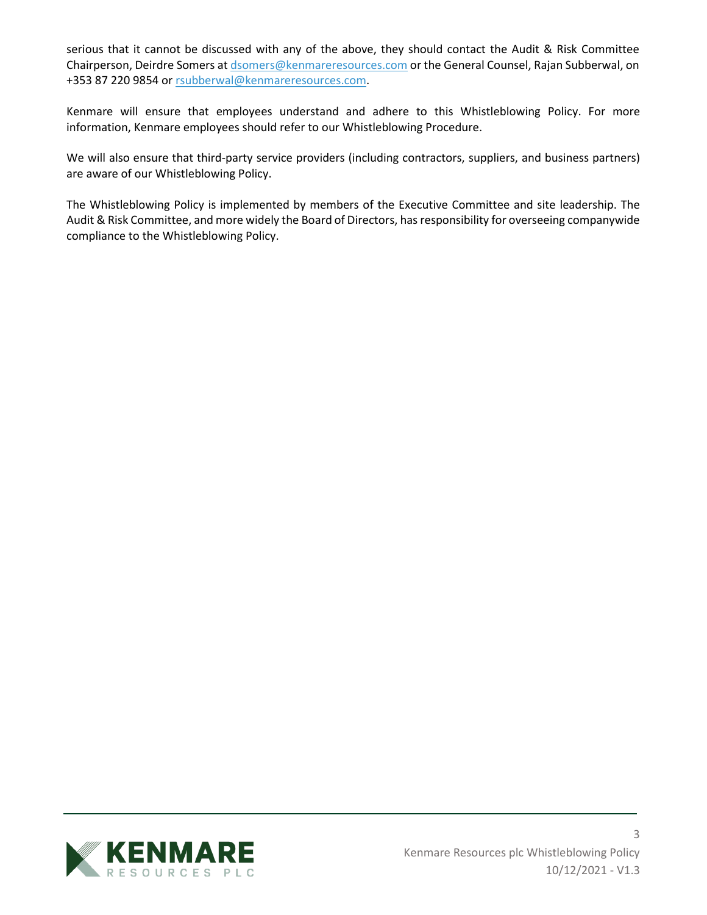serious that it cannot be discussed with any of the above, they should contact the Audit & Risk Committee Chairperson, Deirdre Somers at [dsomers@kenmareresources.com](mailto:dsomers@kenmareresources.com) or the General Counsel, Rajan Subberwal, on +353 87 220 9854 or [rsubberwal@kenmareresources.com](mailto:rsubberwal@kenmareresources.com).

Kenmare will ensure that employees understand and adhere to this Whistleblowing Policy. For more information, Kenmare employees should refer to our Whistleblowing Procedure.

We will also ensure that third-party service providers (including contractors, suppliers, and business partners) are aware of our Whistleblowing Policy.

The Whistleblowing Policy is implemented by members of the Executive Committee and site leadership. The Audit & Risk Committee, and more widely the Board of Directors, has responsibility for overseeing companywide compliance to the Whistleblowing Policy.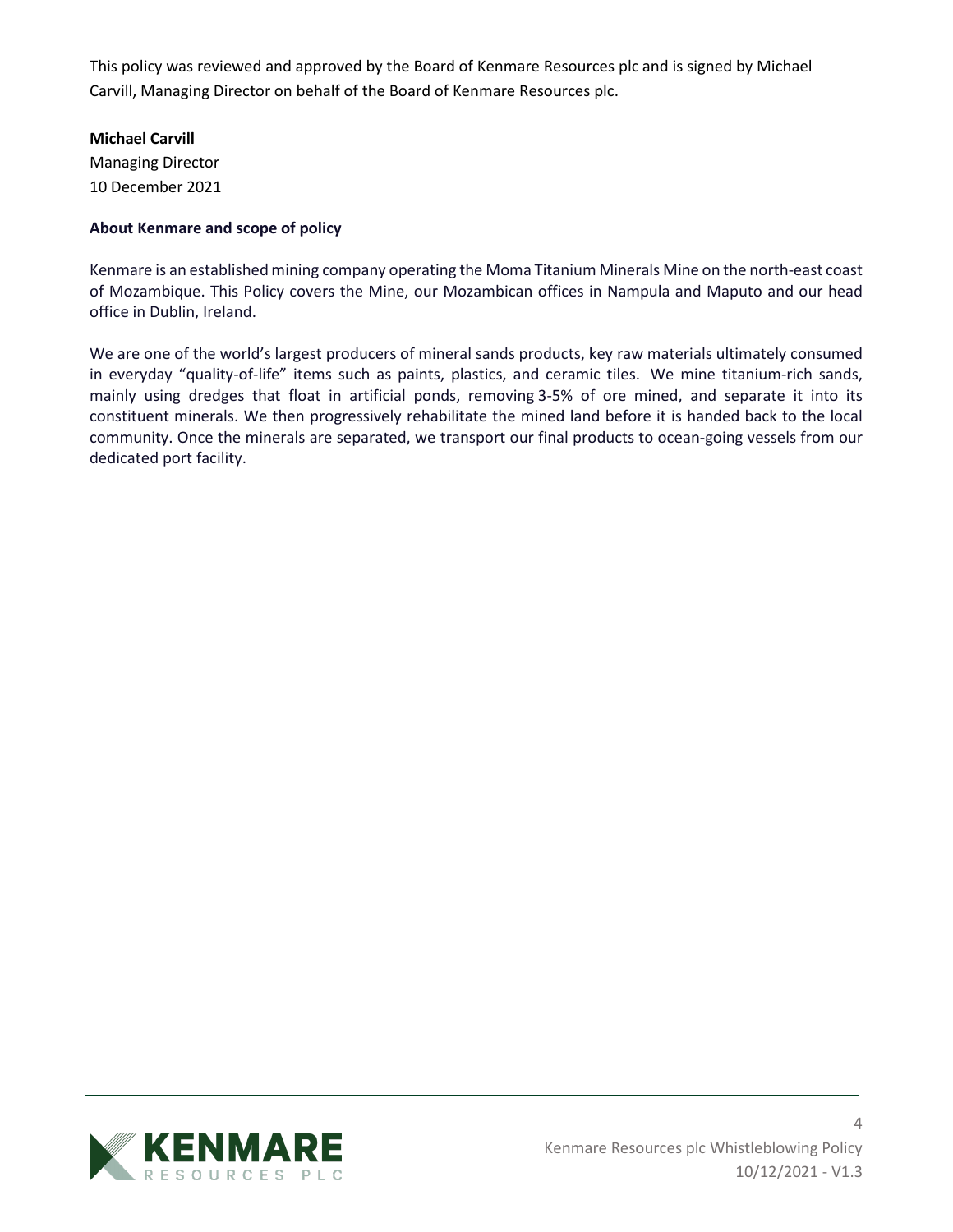This policy was reviewed and approved by the Board of Kenmare Resources plc and is signed by Michael Carvill, Managing Director on behalf of the Board of Kenmare Resources plc.

**Michael Carvill**
Managing Director
10 December 2021

**About Kenmare and scope of policy**

Kenmare is an established mining company operating the Moma Titanium Minerals Mine on the north-east coast of Mozambique. This Policy covers the Mine, our Mozambican offices in Nampula and Maputo and our head office in Dublin, Ireland.

We are one of the world's largest producers of mineral sands products, key raw materials ultimately consumed in everyday "quality-of-life" items such as paints, plastics, and ceramic tiles. We mine titanium-rich sands, mainly using dredges that float in artificial ponds, removing 3-5% of ore mined, and separate it into its constituent minerals. We then progressively rehabilitate the mined land before it is handed back to the local community. Once the minerals are separated, we transport our final products to ocean-going vessels from our dedicated port facility.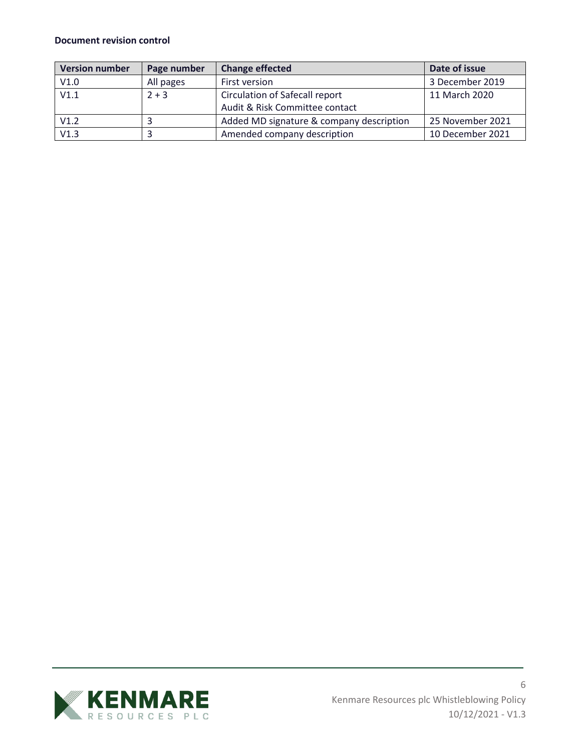**Document revision control**

| Version number | Page number | Change effected | Date of issue |
| --- | --- | --- | --- |
| V1.0 | All pages | First version | 3 December 2019 |
| V1.1 | 2 + 3 | Circulation of Safecall report<br>Audit & Risk Committee contact | 11 March 2020 |
| V1.2 | 3 | Added MD signature & company description | 25 November 2021 |
| V1.3 | 3 | Amended company description | 10 December 2021 |